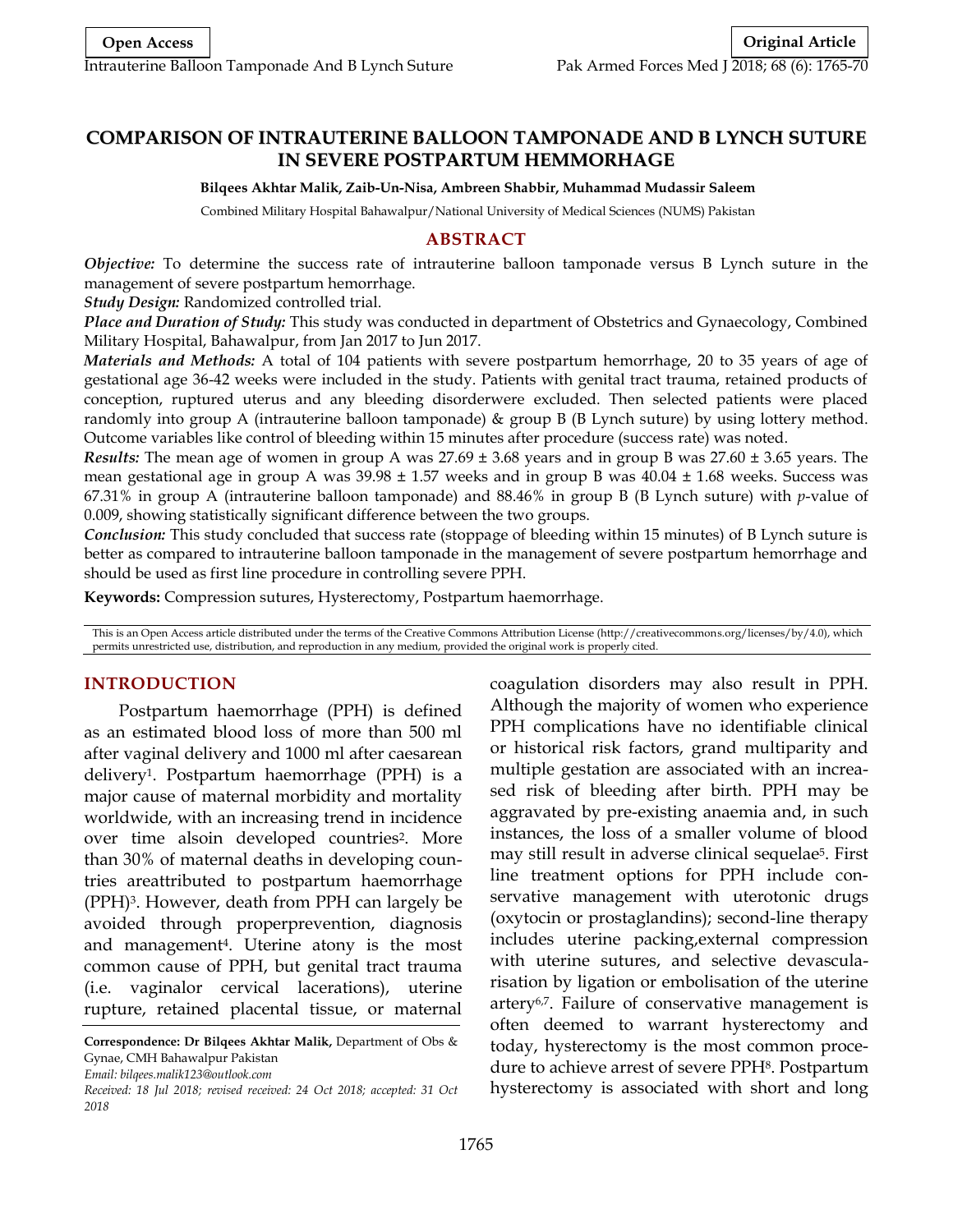Open Access

Original Article

# COMPARISON OF INTRAUTERINE BALLOON TAMPONADE AND B LYNCH SUTURE IN SEVERE POSTPARTUM HEMMORHAGE

**Bilqees Akhtar Malik, Zaib-Un-Nisa, Ambreen Shabbir, Muhammad Mudassir Saleem**

Combined Military Hospital Bahawalpur/National University of Medical Sciences (NUMS) Pakistan

## ABSTRACT

***Objective:*** To determine the success rate of intrauterine balloon tamponade versus B Lynch suture in the management of severe postpartum hemorrhage.

***Study Design:*** Randomized controlled trial.

***Place and Duration of Study:*** This study was conducted in department of Obstetrics and Gynaecology, Combined Military Hospital, Bahawalpur, from Jan 2017 to Jun 2017.

***Materials and Methods:*** A total of 104 patients with severe postpartum hemorrhage, 20 to 35 years of age of gestational age 36-42 weeks were included in the study. Patients with genital tract trauma, retained products of conception, ruptured uterus and any bleeding disorderwere excluded. Then selected patients were placed randomly into group A (intrauterine balloon tamponade) & group B (B Lynch suture) by using lottery method. Outcome variables like control of bleeding within 15 minutes after procedure (success rate) was noted.

***Results:*** The mean age of women in group A was 27.69 ± 3.68 years and in group B was 27.60 ± 3.65 years. The mean gestational age in group A was 39.98 ± 1.57 weeks and in group B was 40.04 ± 1.68 weeks. Success was 67.31% in group A (intrauterine balloon tamponade) and 88.46% in group B (B Lynch suture) with *p*-value of 0.009, showing statistically significant difference between the two groups.

***Conclusion:*** This study concluded that success rate (stoppage of bleeding within 15 minutes) of B Lynch suture is better as compared to intrauterine balloon tamponade in the management of severe postpartum hemorrhage and should be used as first line procedure in controlling severe PPH.

**Keywords:** Compression sutures, Hysterectomy, Postpartum haemorrhage.

This is an Open Access article distributed under the terms of the Creative Commons Attribution License (http://creativecommons.org/licenses/by/4.0), which permits unrestricted use, distribution, and reproduction in any medium, provided the original work is properly cited.

## INTRODUCTION

Postpartum haemorrhage (PPH) is defined as an estimated blood loss of more than 500 ml after vaginal delivery and 1000 ml after caesarean delivery[1]. Postpartum haemorrhage (PPH) is a major cause of maternal morbidity and mortality worldwide, with an increasing trend in incidence over time alsoin developed countries[2]. More than 30% of maternal deaths in developing countries areattributed to postpartum haemorrhage (PPH)[3]. However, death from PPH can largely be avoided through properprevention, diagnosis and management[4]. Uterine atony is the most common cause of PPH, but genital tract trauma (i.e. vaginalor cervical lacerations), uterine rupture, retained placental tissue, or maternal coagulation disorders may also result in PPH. Although the majority of women who experience PPH complications have no identifiable clinical or historical risk factors, grand multiparity and multiple gestation are associated with an increased risk of bleeding after birth. PPH may be aggravated by pre-existing anaemia and, in such instances, the loss of a smaller volume of blood may still result in adverse clinical sequelae[5]. First line treatment options for PPH include conservative management with uterotonic drugs (oxytocin or prostaglandins); second-line therapy includes uterine packing,external compression with uterine sutures, and selective devascularisation by ligation or embolisation of the uterine artery[6,7]. Failure of conservative management is often deemed to warrant hysterectomy and today, hysterectomy is the most common procedure to achieve arrest of severe PPH[8]. Postpartum hysterectomy is associated with short and long

**Correspondence: Dr Bilqees Akhtar Malik,** Department of Obs & Gynae, CMH Bahawalpur Pakistan

*Email: bilqees.malik123@outlook.com*

*Received: 18 Jul 2018; revised received: 24 Oct 2018; accepted: 31 Oct 2018*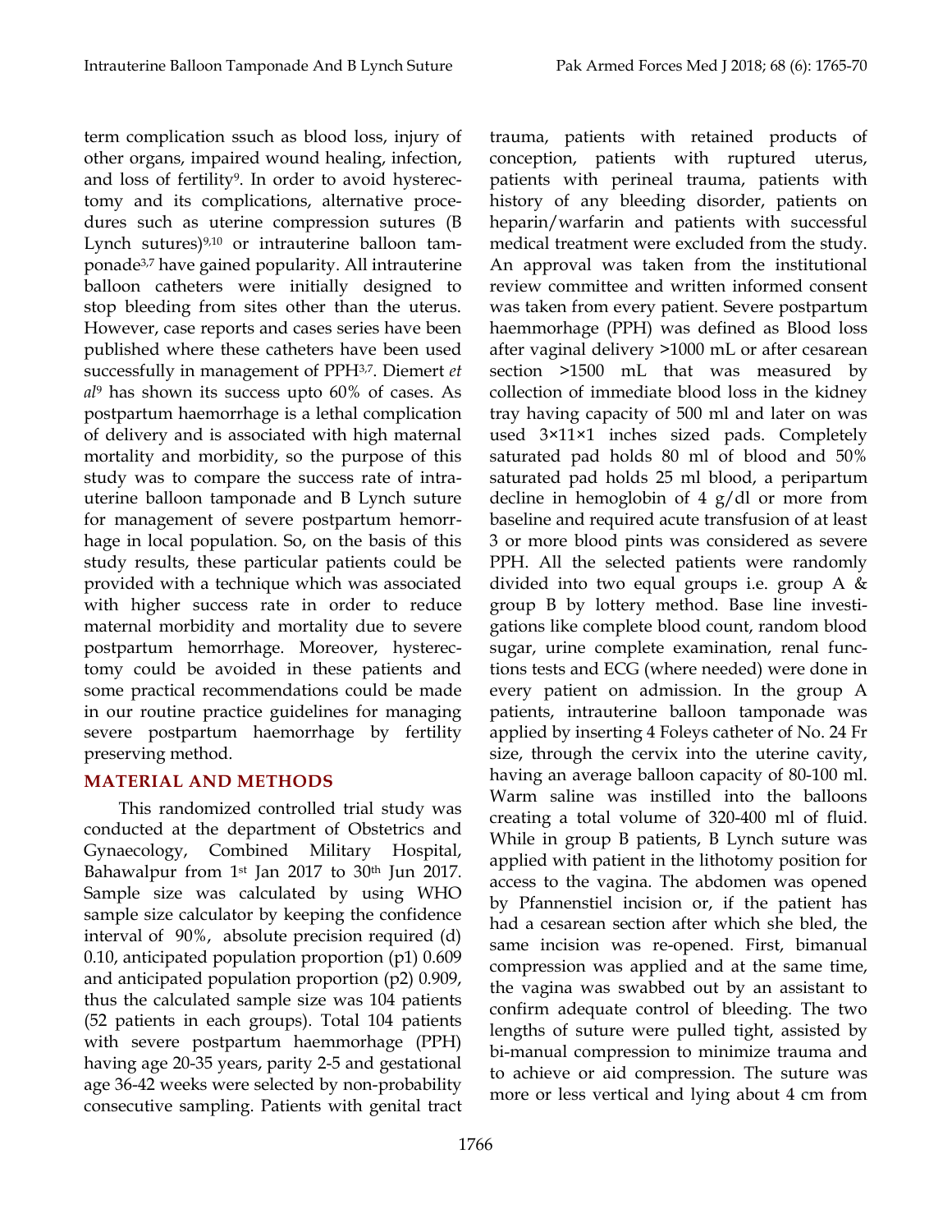term complication ssuch as blood loss, injury of other organs, impaired wound healing, infection, and loss of fertility[9]. In order to avoid hysterectomy and its complications, alternative procedures such as uterine compression sutures (B Lynch sutures)[9,10] or intrauterine balloon tamponade[3,7] have gained popularity. All intrauterine balloon catheters were initially designed to stop bleeding from sites other than the uterus. However, case reports and cases series have been published where these catheters have been used successfully in management of PPH[3,7]. Diemert *et al*[9] has shown its success upto 60% of cases. As postpartum haemorrhage is a lethal complication of delivery and is associated with high maternal mortality and morbidity, so the purpose of this study was to compare the success rate of intrauterine balloon tamponade and B Lynch suture for management of severe postpartum hemorrhage in local population. So, on the basis of this study results, these particular patients could be provided with a technique which was associated with higher success rate in order to reduce maternal morbidity and mortality due to severe postpartum hemorrhage. Moreover, hysterectomy could be avoided in these patients and some practical recommendations could be made in our routine practice guidelines for managing severe postpartum haemorrhage by fertility preserving method.

## MATERIAL AND METHODS

This randomized controlled trial study was conducted at the department of Obstetrics and Gynaecology, Combined Military Hospital, Bahawalpur from 1st Jan 2017 to 30th Jun 2017. Sample size was calculated by using WHO sample size calculator by keeping the confidence interval of 90%, absolute precision required (d) 0.10, anticipated population proportion (p1) 0.609 and anticipated population proportion (p2) 0.909, thus the calculated sample size was 104 patients (52 patients in each groups). Total 104 patients with severe postpartum haemmorhage (PPH) having age 20-35 years, parity 2-5 and gestational age 36-42 weeks were selected by non-probability consecutive sampling. Patients with genital tract trauma, patients with retained products of conception, patients with ruptured uterus, patients with perineal trauma, patients with history of any bleeding disorder, patients on heparin/warfarin and patients with successful medical treatment were excluded from the study. An approval was taken from the institutional review committee and written informed consent was taken from every patient. Severe postpartum haemmorhage (PPH) was defined as Blood loss after vaginal delivery >1000 mL or after cesarean section >1500 mL that was measured by collection of immediate blood loss in the kidney tray having capacity of 500 ml and later on was used 3×11×1 inches sized pads. Completely saturated pad holds 80 ml of blood and 50% saturated pad holds 25 ml blood, a peripartum decline in hemoglobin of 4 g/dl or more from baseline and required acute transfusion of at least 3 or more blood pints was considered as severe PPH. All the selected patients were randomly divided into two equal groups i.e. group A & group B by lottery method. Base line investigations like complete blood count, random blood sugar, urine complete examination, renal functions tests and ECG (where needed) were done in every patient on admission. In the group A patients, intrauterine balloon tamponade was applied by inserting 4 Foleys catheter of No. 24 Fr size, through the cervix into the uterine cavity, having an average balloon capacity of 80-100 ml. Warm saline was instilled into the balloons creating a total volume of 320-400 ml of fluid. While in group B patients, B Lynch suture was applied with patient in the lithotomy position for access to the vagina. The abdomen was opened by Pfannenstiel incision or, if the patient has had a cesarean section after which she bled, the same incision was re-opened. First, bimanual compression was applied and at the same time, the vagina was swabbed out by an assistant to confirm adequate control of bleeding. The two lengths of suture were pulled tight, assisted by bi-manual compression to minimize trauma and to achieve or aid compression. The suture was more or less vertical and lying about 4 cm from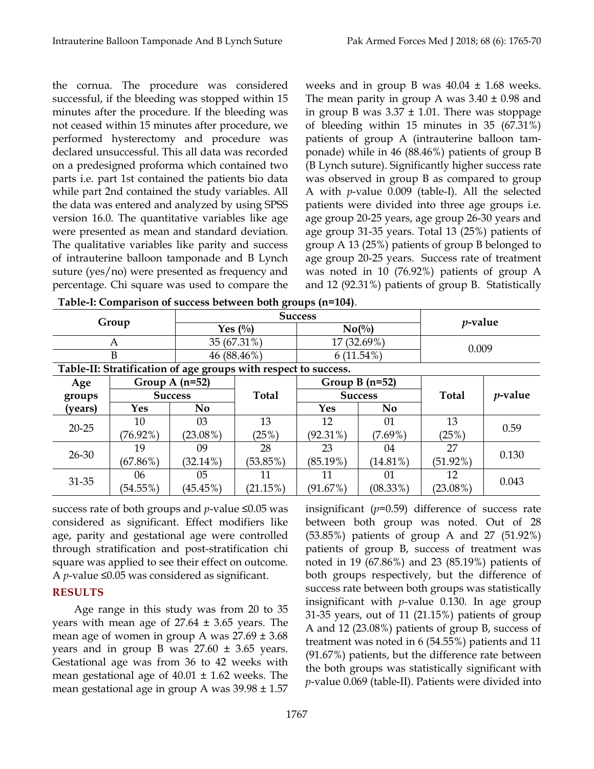the cornua. The procedure was considered successful, if the bleeding was stopped within 15 minutes after the procedure. If the bleeding was not ceased within 15 minutes after procedure, we performed hysterectomy and procedure was declared unsuccessful. This all data was recorded on a predesigned proforma which contained two parts i.e. part 1st contained the patients bio data while part 2nd contained the study variables. All the data was entered and analyzed by using SPSS version 16.0. The quantitative variables like age were presented as mean and standard deviation. The qualitative variables like parity and success of intrauterine balloon tamponade and B Lynch suture (yes/no) were presented as frequency and percentage. Chi square was used to compare the success rate of both groups and *p*-value ≤0.05 was considered as significant. Effect modifiers like age, parity and gestational age were controlled through stratification and post-stratification chi square was applied to see their effect on outcome. A *p*-value ≤0.05 was considered as significant.

## RESULTS

Age range in this study was from 20 to 35 years with mean age of 27.64 ± 3.65 years. The mean age of women in group A was 27.69 ± 3.68 years and in group B was 27.60 ± 3.65 years. Gestational age was from 36 to 42 weeks with mean gestational age of 40.01 ± 1.62 weeks. The mean gestational age in group A was 39.98 ± 1.57 weeks and in group B was 40.04 ± 1.68 weeks. The mean parity in group A was 3.40 ± 0.98 and in group B was 3.37 ± 1.01. There was stoppage of bleeding within 15 minutes in 35 (67.31%) patients of group A (intrauterine balloon tamponade) while in 46 (88.46%) patients of group B (B Lynch suture). Significantly higher success rate was observed in group B as compared to group A with *p*-value 0.009 (table-I). All the selected patients were divided into three age groups i.e. age group 20-25 years, age group 26-30 years and age group 31-35 years. Total 13 (25%) patients of group A 13 (25%) patients of group B belonged to age group 20-25 years. Success rate of treatment was noted in 10 (76.92%) patients of group A and 12 (92.31%) patients of group B. Statistically insignificant (*p*=0.59) difference of success rate between both group was noted. Out of 28 (53.85%) patients of group A and 27 (51.92%) patients of group B, success of treatment was noted in 19 (67.86%) and 23 (85.19%) patients of both groups respectively, but the difference of success rate between both groups was statistically insignificant with *p*-value 0.130. In age group 31-35 years, out of 11 (21.15%) patients of group A and 12 (23.08%) patients of group B, success of treatment was noted in 6 (54.55%) patients and 11 (91.67%) patients, but the difference rate between the both groups was statistically significant with *p*-value 0.069 (table-II). Patients were divided into

**Table-I: Comparison of success between both groups (n=104).**

| Group | Success | | *p*-value |
|---|---|---|---|
| | Yes (%) | No(%) | |
| A | 35 (67.31%) | 17 (32.69%) | 0.009 |
| B | 46 (88.46%) | 6 (11.54%) | |

**Table-II: Stratification of age groups with respect to success.**

| Age groups (years) | Group A (n=52) Success | | Total | Group B (n=52) Success | | Total | *p*-value |
|---|---|---|---|---|---|---|---|
| | Yes | No | | Yes | No | | |
| 20-25 | 10 (76.92%) | 03 (23.08%) | 13 (25%) | 12 (92.31%) | 01 (7.69%) | 13 (25%) | 0.59 |
| 26-30 | 19 (67.86%) | 09 (32.14%) | 28 (53.85%) | 23 (85.19%) | 04 (14.81%) | 27 (51.92%) | 0.130 |
| 31-35 | 06 (54.55%) | 05 (45.45%) | 11 (21.15%) | 11 (91.67%) | 01 (08.33%) | 12 (23.08%) | 0.043 |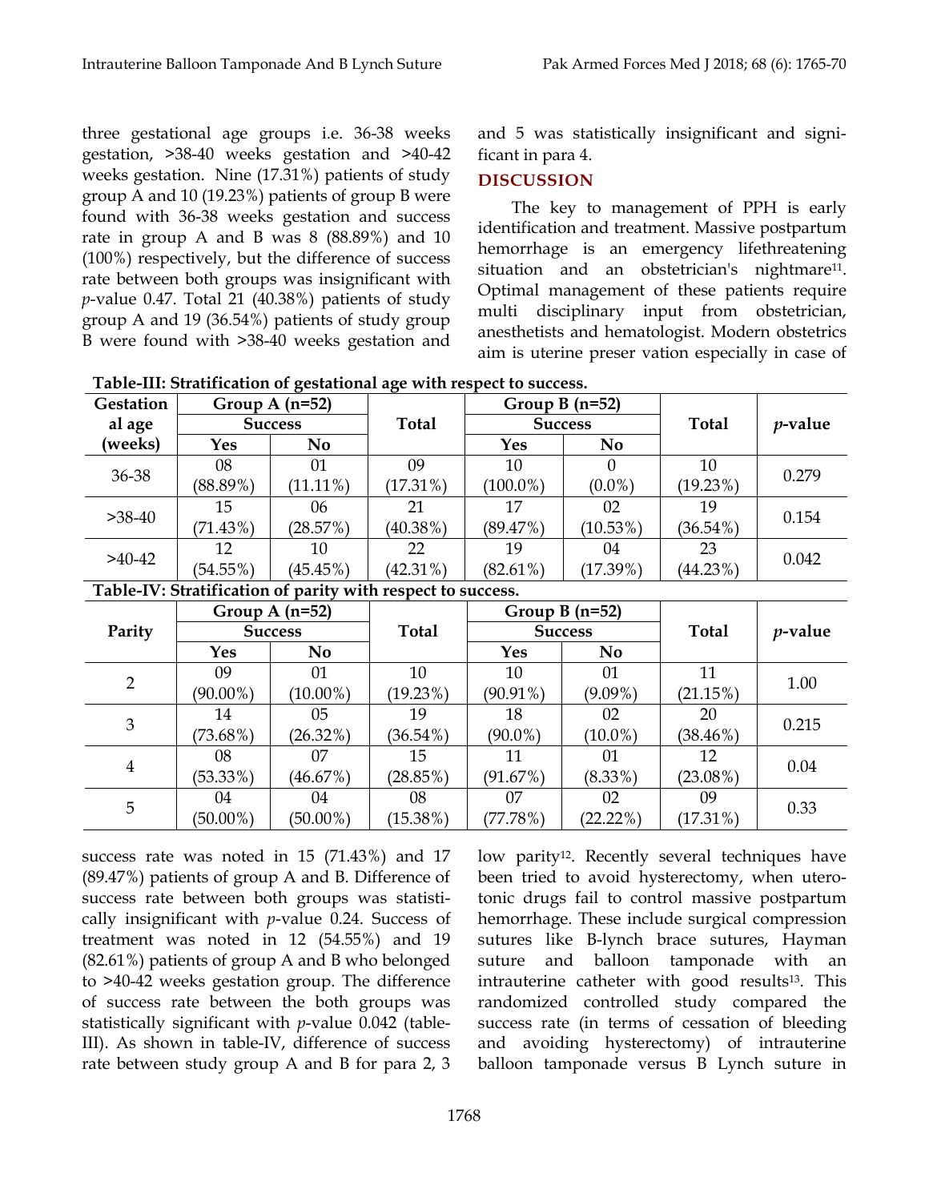three gestational age groups i.e. 36-38 weeks gestation, >38-40 weeks gestation and >40-42 weeks gestation. Nine (17.31%) patients of study group A and 10 (19.23%) patients of group B were found with 36-38 weeks gestation and success rate in group A and B was 8 (88.89%) and 10 (100%) respectively, but the difference of success rate between both groups was insignificant with *p*-value 0.47. Total 21 (40.38%) patients of study group A and 19 (36.54%) patients of study group B were found with >38-40 weeks gestation and success rate was noted in 15 (71.43%) and 17 (89.47%) patients of group A and B. Difference of success rate between both groups was statistically insignificant with *p*-value 0.24. Success of treatment was noted in 12 (54.55%) and 19 (82.61%) patients of group A and B who belonged to >40-42 weeks gestation group. The difference of success rate between the both groups was statistically significant with *p*-value 0.042 (table-III). As shown in table-IV, difference of success rate between study group A and B for para 2, 3 and 5 was statistically insignificant and significant in para 4.

**Table-III: Stratification of gestational age with respect to success.**

| Gestational age (weeks) | Group A (n=52) Success | | Total | Group B (n=52) Success | | Total | *p*-value |
|---|---|---|---|---|---|---|---|
| | Yes | No | | Yes | No | | |
| 36-38 | 08 (88.89%) | 01 (11.11%) | 09 (17.31%) | 10 (100.0%) | 0 (0.0%) | 10 (19.23%) | 0.279 |
| >38-40 | 15 (71.43%) | 06 (28.57%) | 21 (40.38%) | 17 (89.47%) | 02 (10.53%) | 19 (36.54%) | 0.154 |
| >40-42 | 12 (54.55%) | 10 (45.45%) | 22 (42.31%) | 19 (82.61%) | 04 (17.39%) | 23 (44.23%) | 0.042 |

**Table-IV: Stratification of parity with respect to success.**

| Parity | Group A (n=52) Success | | Total | Group B (n=52) Success | | Total | *p*-value |
|---|---|---|---|---|---|---|---|
| | Yes | No | | Yes | No | | |
| 2 | 09 (90.00%) | 01 (10.00%) | 10 (19.23%) | 10 (90.91%) | 01 (9.09%) | 11 (21.15%) | 1.00 |
| 3 | 14 (73.68%) | 05 (26.32%) | 19 (36.54%) | 18 (90.0%) | 02 (10.0%) | 20 (38.46%) | 0.215 |
| 4 | 08 (53.33%) | 07 (46.67%) | 15 (28.85%) | 11 (91.67%) | 01 (8.33%) | 12 (23.08%) | 0.04 |
| 5 | 04 (50.00%) | 04 (50.00%) | 08 (15.38%) | 07 (77.78%) | 02 (22.22%) | 09 (17.31%) | 0.33 |

## DISCUSSION

The key to management of PPH is early identification and treatment. Massive postpartum hemorrhage is an emergency lifethreatening situation and an obstetrician's nightmare[11]. Optimal management of these patients require multi disciplinary input from obstetrician, anesthetists and hematologist. Modern obstetrics aim is uterine preser vation especially in case of low parity[12]. Recently several techniques have been tried to avoid hysterectomy, when uterotonic drugs fail to control massive postpartum hemorrhage. These include surgical compression sutures like B-lynch brace sutures, Hayman suture and balloon tamponade with an intrauterine catheter with good results[13]. This randomized controlled study compared the success rate (in terms of cessation of bleeding and avoiding hysterectomy) of intrauterine balloon tamponade versus B Lynch suture in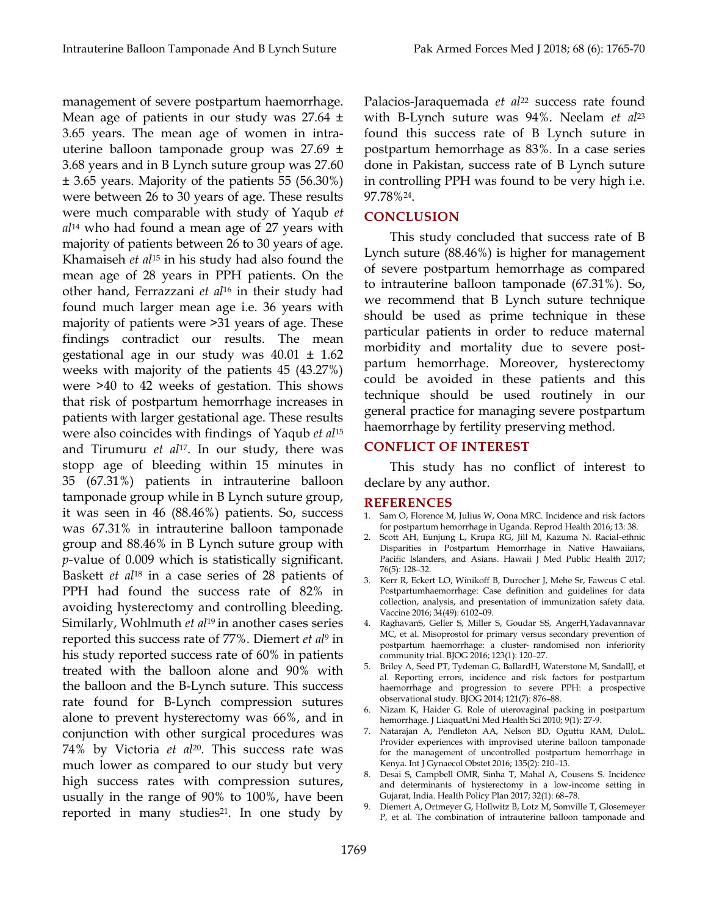management of severe postpartum haemorrhage. Mean age of patients in our study was 27.64 ± 3.65 years. The mean age of women in intra-uterine balloon tamponade group was 27.69 ± 3.68 years and in B Lynch suture group was 27.60 ± 3.65 years. Majority of the patients 55 (56.30%) were between 26 to 30 years of age. These results were much comparable with study of Yaqub *et al*[14] who had found a mean age of 27 years with majority of patients between 26 to 30 years of age. Khamaiseh *et al*[15] in his study had also found the mean age of 28 years in PPH patients. On the other hand, Ferrazzani *et al*[16] in their study had found much larger mean age i.e. 36 years with majority of patients were >31 years of age. These findings contradict our results. The mean gestational age in our study was 40.01 ± 1.62 weeks with majority of the patients 45 (43.27%) were >40 to 42 weeks of gestation. This shows that risk of postpartum hemorrhage increases in patients with larger gestational age. These results were also coincides with findings of Yaqub *et al*[15] and Tirumuru *et al*[17]. In our study, there was stopp age of bleeding within 15 minutes in 35 (67.31%) patients in intrauterine balloon tamponade group while in B Lynch suture group, it was seen in 46 (88.46%) patients. So, success was 67.31% in intrauterine balloon tamponade group and 88.46% in B Lynch suture group with *p*-value of 0.009 which is statistically significant. Baskett *et al*[18] in a case series of 28 patients of PPH had found the success rate of 82% in avoiding hysterectomy and controlling bleeding. Similarly, Wohlmuth *et al*[19] in another cases series reported this success rate of 77%. Diemert *et al*[9] in his study reported success rate of 60% in patients treated with the balloon alone and 90% with the balloon and the B-Lynch suture. This success rate found for B-Lynch compression sutures alone to prevent hysterectomy was 66%, and in conjunction with other surgical procedures was 74% by Victoria *et al*[20]. This success rate was much lower as compared to our study but very high success rates with compression sutures, usually in the range of 90% to 100%, have been reported in many studies[21]. In one study by Palacios-Jaraquemada *et al*[22] success rate found with B-Lynch suture was 94%. Neelam *et al*[23] found this success rate of B Lynch suture in postpartum hemorrhage as 83%. In a case series done in Pakistan, success rate of B Lynch suture in controlling PPH was found to be very high i.e. 97.78%[24].

## CONCLUSION

This study concluded that success rate of B Lynch suture (88.46%) is higher for management of severe postpartum hemorrhage as compared to intrauterine balloon tamponade (67.31%). So, we recommend that B Lynch suture technique should be used as prime technique in these particular patients in order to reduce maternal morbidity and mortality due to severe post-partum hemorrhage. Moreover, hysterectomy could be avoided in these patients and this technique should be used routinely in our general practice for managing severe postpartum haemorrhage by fertility preserving method.

## CONFLICT OF INTEREST

This study has no conflict of interest to declare by any author.

## REFERENCES

1. Sam O, Florence M, Julius W, Oona MRC. Incidence and risk factors for postpartum hemorrhage in Uganda. Reprod Health 2016; 13: 38.
2. Scott AH, Eunjung L, Krupa RG, Jill M, Kazuma N. Racial-ethnic Disparities in Postpartum Hemorrhage in Native Hawaiians, Pacific Islanders, and Asians. Hawaii J Med Public Health 2017; 76(5): 128–32.
3. Kerr R, Eckert LO, Winikoff B, Durocher J, Mehe Sr, Fawcus C etal. Postpartumhaemorrhage: Case definition and guidelines for data collection, analysis, and presentation of immunization safety data. Vaccine 2016; 34(49): 6102–09.
4. RaghavanS, Geller S, Miller S, Goudar SS, AngerH,Yadavannavar MC, et al. Misoprostol for primary versus secondary prevention of postpartum haemorrhage: a cluster- randomised non inferiority community trial. BJOG 2016; 123(1): 120–27.
5. Briley A, Seed PT, Tydeman G, BallardH, Waterstone M, SandallJ, et al. Reporting errors, incidence and risk factors for postpartum haemorrhage and progression to severe PPH: a prospective observational study. BJOG 2014; 121(7): 876–88.
6. Nizam K, Haider G. Role of uterovaginal packing in postpartum hemorrhage. J LiaquatUni Med Health Sci 2010; 9(1): 27-9.
7. Natarajan A, Pendleton AA, Nelson BD, Oguttu RAM, DuloL. Provider experiences with improvised uterine balloon tamponade for the management of uncontrolled postpartum hemorrhage in Kenya. Int J Gynaecol Obstet 2016; 135(2): 210–13.
8. Desai S, Campbell OMR, Sinha T, Mahal A, Cousens S. Incidence and determinants of hysterectomy in a low-income setting in Gujarat, India. Health Policy Plan 2017; 32(1): 68–78.
9. Diemert A, Ortmeyer G, Hollwitz B, Lotz M, Somville T, Glosemeyer P, et al. The combination of intrauterine balloon tamponade and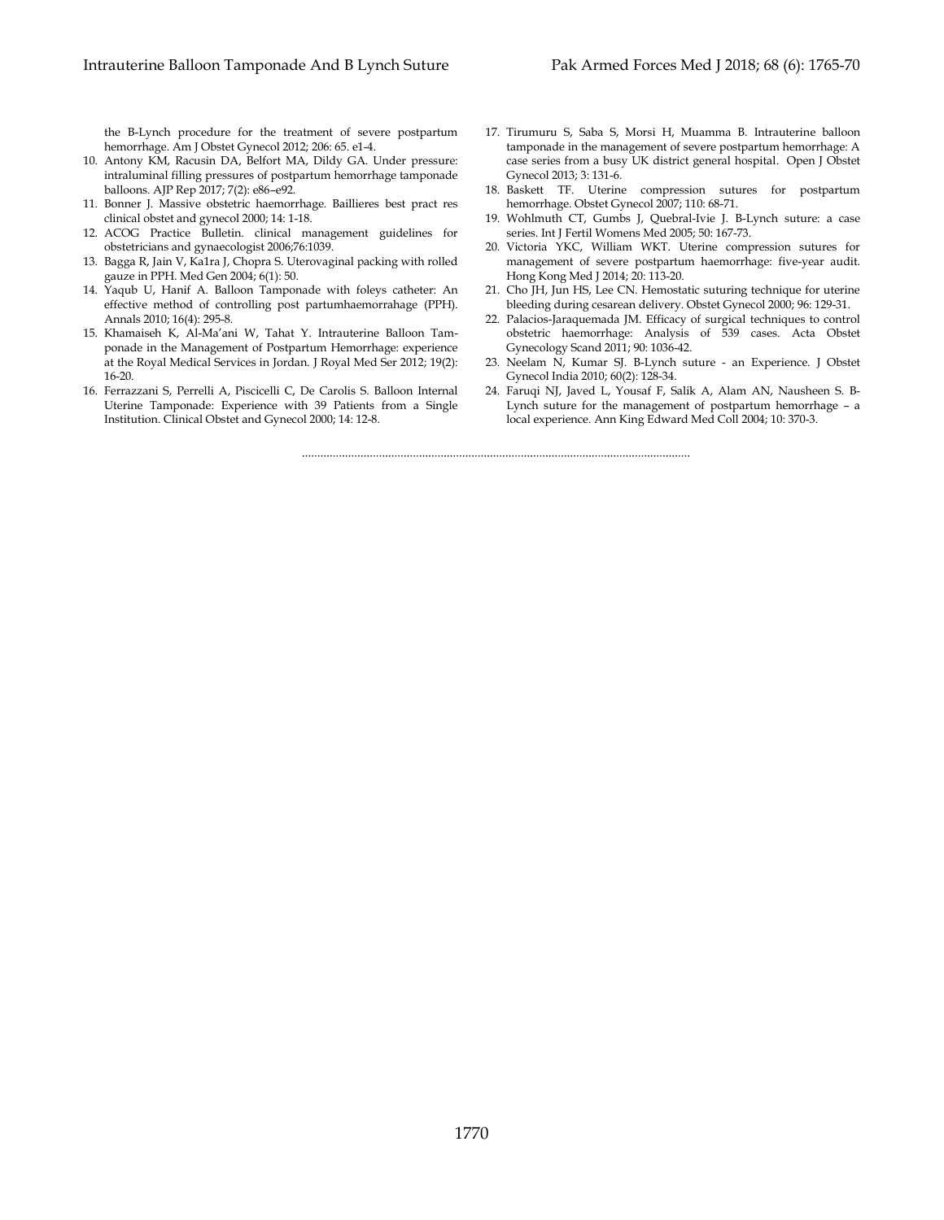the B-Lynch procedure for the treatment of severe postpartum hemorrhage. Am J Obstet Gynecol 2012; 206: 65. e1-4.

10. Antony KM, Racusin DA, Belfort MA, Dildy GA. Under pressure: intraluminal filling pressures of postpartum hemorrhage tamponade balloons. AJP Rep 2017; 7(2): e86–e92.
11. Bonner J. Massive obstetric haemorrhage. Baillieres best pract res clinical obstet and gynecol 2000; 14: 1-18.
12. ACOG Practice Bulletin. clinical management guidelines for obstetricians and gynaecologist 2006;76:1039.
13. Bagga R, Jain V, Ka1ra J, Chopra S. Uterovaginal packing with rolled gauze in PPH. Med Gen 2004; 6(1): 50.
14. Yaqub U, Hanif A. Balloon Tamponade with foleys catheter: An effective method of controlling post partumhaemorrahage (PPH). Annals 2010; 16(4): 295-8.
15. Khamaiseh K, Al-Ma'ani W, Tahat Y. Intrauterine Balloon Tamponade in the Management of Postpartum Hemorrhage: experience at the Royal Medical Services in Jordan. J Royal Med Ser 2012; 19(2): 16-20.
16. Ferrazzani S, Perrelli A, Piscicelli C, De Carolis S. Balloon Internal Uterine Tamponade: Experience with 39 Patients from a Single Institution. Clinical Obstet and Gynecol 2000; 14: 12-8.
17. Tirumuru S, Saba S, Morsi H, Muamma B. Intrauterine balloon tamponade in the management of severe postpartum hemorrhage: A case series from a busy UK district general hospital. Open J Obstet Gynecol 2013; 3: 131-6.
18. Baskett TF. Uterine compression sutures for postpartum hemorrhage. Obstet Gynecol 2007; 110: 68-71.
19. Wohlmuth CT, Gumbs J, Quebral-Ivie J. B-Lynch suture: a case series. Int J Fertil Womens Med 2005; 50: 167-73.
20. Victoria YKC, William WKT. Uterine compression sutures for management of severe postpartum haemorrhage: five-year audit. Hong Kong Med J 2014; 20: 113-20.
21. Cho JH, Jun HS, Lee CN. Hemostatic suturing technique for uterine bleeding during cesarean delivery. Obstet Gynecol 2000; 96: 129-31.
22. Palacios-Jaraquemada JM. Efficacy of surgical techniques to control obstetric haemorrhage: Analysis of 539 cases. Acta Obstet Gynecology Scand 2011; 90: 1036-42.
23. Neelam N, Kumar SJ. B-Lynch suture - an Experience. J Obstet Gynecol India 2010; 60(2): 128-34.
24. Faruqi NJ, Javed L, Yousaf F, Salik A, Alam AN, Nausheen S. B-Lynch suture for the management of postpartum hemorrhage – a local experience. Ann King Edward Med Coll 2004; 10: 370-3.